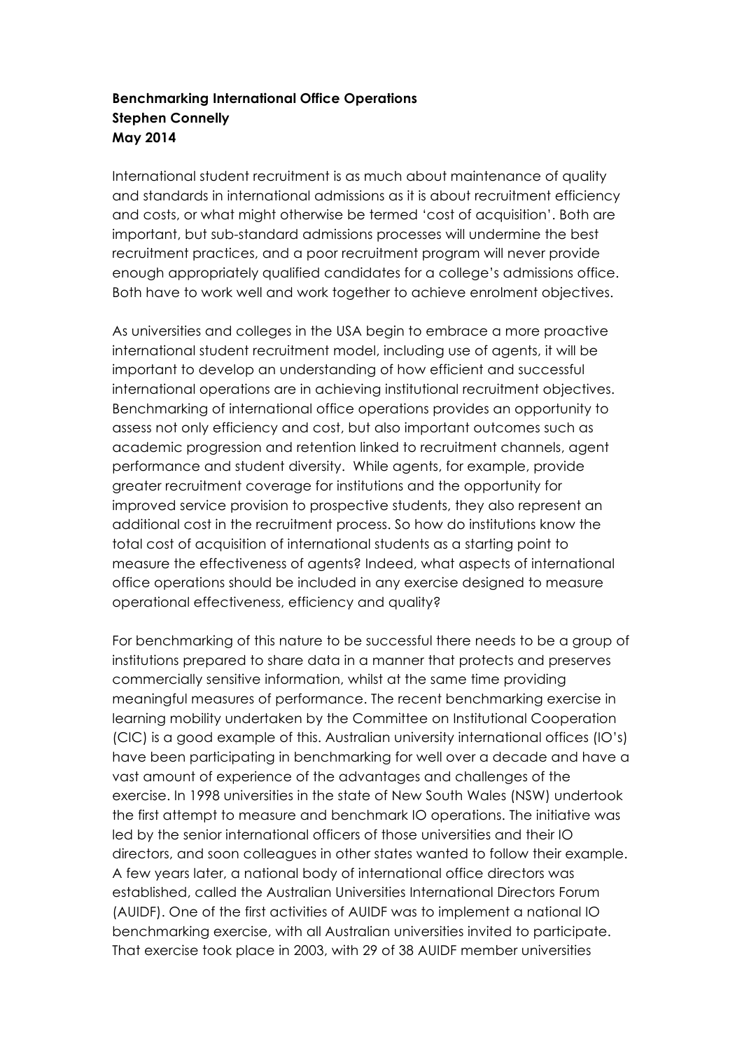**Benchmarking International Office Operations**
**Stephen Connelly**
**May 2014**

International student recruitment is as much about maintenance of quality and standards in international admissions as it is about recruitment efficiency and costs, or what might otherwise be termed 'cost of acquisition'. Both are important, but sub-standard admissions processes will undermine the best recruitment practices, and a poor recruitment program will never provide enough appropriately qualified candidates for a college's admissions office. Both have to work well and work together to achieve enrolment objectives.

As universities and colleges in the USA begin to embrace a more proactive international student recruitment model, including use of agents, it will be important to develop an understanding of how efficient and successful international operations are in achieving institutional recruitment objectives. Benchmarking of international office operations provides an opportunity to assess not only efficiency and cost, but also important outcomes such as academic progression and retention linked to recruitment channels, agent performance and student diversity. While agents, for example, provide greater recruitment coverage for institutions and the opportunity for improved service provision to prospective students, they also represent an additional cost in the recruitment process. So how do institutions know the total cost of acquisition of international students as a starting point to measure the effectiveness of agents? Indeed, what aspects of international office operations should be included in any exercise designed to measure operational effectiveness, efficiency and quality?

For benchmarking of this nature to be successful there needs to be a group of institutions prepared to share data in a manner that protects and preserves commercially sensitive information, whilst at the same time providing meaningful measures of performance. The recent benchmarking exercise in learning mobility undertaken by the Committee on Institutional Cooperation (CIC) is a good example of this. Australian university international offices (IO's) have been participating in benchmarking for well over a decade and have a vast amount of experience of the advantages and challenges of the exercise. In 1998 universities in the state of New South Wales (NSW) undertook the first attempt to measure and benchmark IO operations. The initiative was led by the senior international officers of those universities and their IO directors, and soon colleagues in other states wanted to follow their example. A few years later, a national body of international office directors was established, called the Australian Universities International Directors Forum (AUIDF). One of the first activities of AUIDF was to implement a national IO benchmarking exercise, with all Australian universities invited to participate. That exercise took place in 2003, with 29 of 38 AUIDF member universities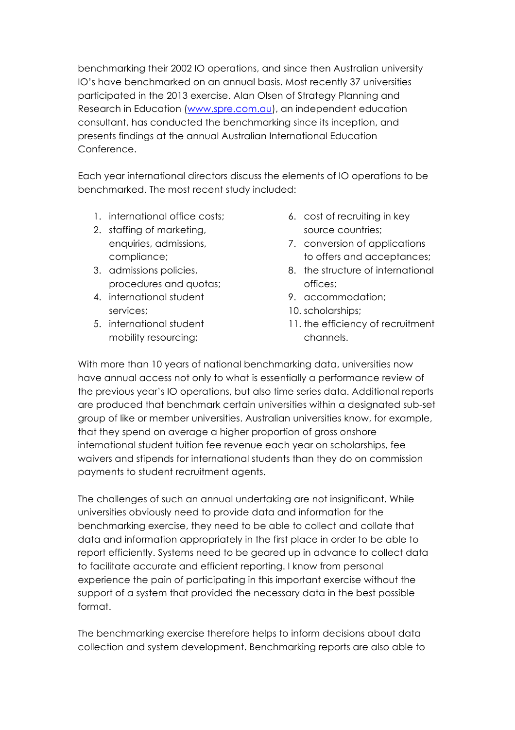benchmarking their 2002 IO operations, and since then Australian university IO's have benchmarked on an annual basis. Most recently 37 universities participated in the 2013 exercise. Alan Olsen of Strategy Planning and Research in Education (www.spre.com.au), an independent education consultant, has conducted the benchmarking since its inception, and presents findings at the annual Australian International Education Conference.

Each year international directors discuss the elements of IO operations to be benchmarked. The most recent study included:

1. international office costs;
2. staffing of marketing, enquiries, admissions, compliance;
3. admissions policies, procedures and quotas;
4. international student services;
5. international student mobility resourcing;
6. cost of recruiting in key source countries;
7. conversion of applications to offers and acceptances;
8. the structure of international offices;
9. accommodation;
10. scholarships;
11. the efficiency of recruitment channels.

With more than 10 years of national benchmarking data, universities now have annual access not only to what is essentially a performance review of the previous year's IO operations, but also time series data. Additional reports are produced that benchmark certain universities within a designated sub-set group of like or member universities. Australian universities know, for example, that they spend on average a higher proportion of gross onshore international student tuition fee revenue each year on scholarships, fee waivers and stipends for international students than they do on commission payments to student recruitment agents.

The challenges of such an annual undertaking are not insignificant. While universities obviously need to provide data and information for the benchmarking exercise, they need to be able to collect and collate that data and information appropriately in the first place in order to be able to report efficiently. Systems need to be geared up in advance to collect data to facilitate accurate and efficient reporting. I know from personal experience the pain of participating in this important exercise without the support of a system that provided the necessary data in the best possible format.

The benchmarking exercise therefore helps to inform decisions about data collection and system development. Benchmarking reports are also able to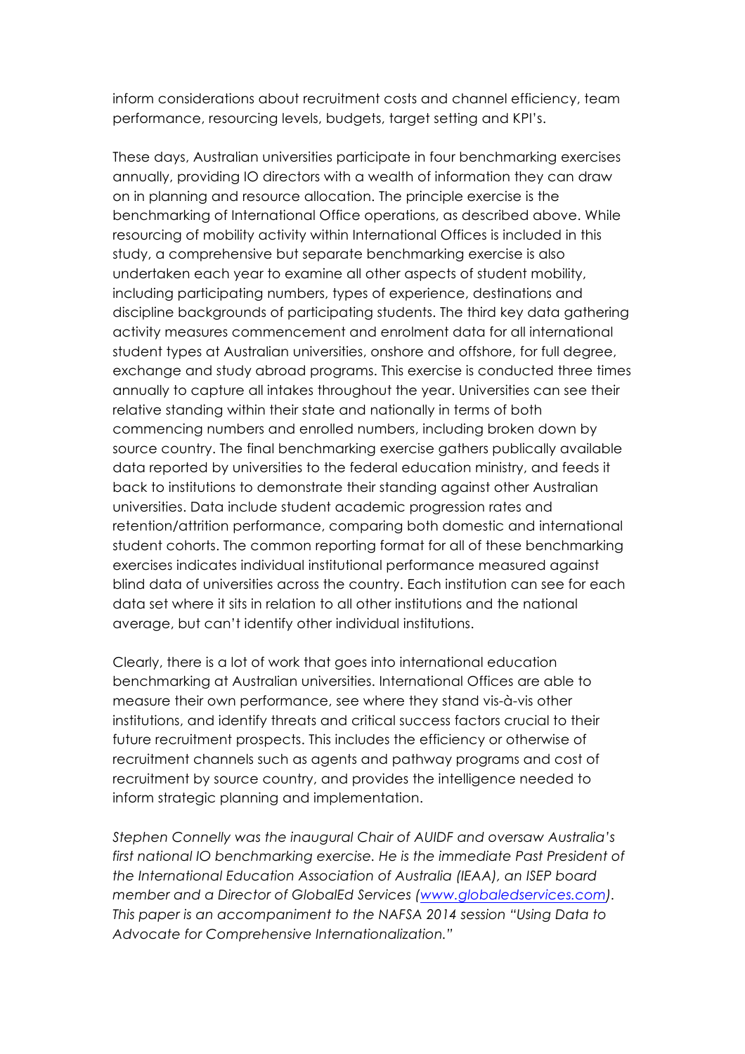inform considerations about recruitment costs and channel efficiency, team performance, resourcing levels, budgets, target setting and KPI's.

These days, Australian universities participate in four benchmarking exercises annually, providing IO directors with a wealth of information they can draw on in planning and resource allocation. The principle exercise is the benchmarking of International Office operations, as described above. While resourcing of mobility activity within International Offices is included in this study, a comprehensive but separate benchmarking exercise is also undertaken each year to examine all other aspects of student mobility, including participating numbers, types of experience, destinations and discipline backgrounds of participating students. The third key data gathering activity measures commencement and enrolment data for all international student types at Australian universities, onshore and offshore, for full degree, exchange and study abroad programs. This exercise is conducted three times annually to capture all intakes throughout the year. Universities can see their relative standing within their state and nationally in terms of both commencing numbers and enrolled numbers, including broken down by source country. The final benchmarking exercise gathers publically available data reported by universities to the federal education ministry, and feeds it back to institutions to demonstrate their standing against other Australian universities. Data include student academic progression rates and retention/attrition performance, comparing both domestic and international student cohorts. The common reporting format for all of these benchmarking exercises indicates individual institutional performance measured against blind data of universities across the country. Each institution can see for each data set where it sits in relation to all other institutions and the national average, but can't identify other individual institutions.

Clearly, there is a lot of work that goes into international education benchmarking at Australian universities. International Offices are able to measure their own performance, see where they stand vis-à-vis other institutions, and identify threats and critical success factors crucial to their future recruitment prospects. This includes the efficiency or otherwise of recruitment channels such as agents and pathway programs and cost of recruitment by source country, and provides the intelligence needed to inform strategic planning and implementation.

*Stephen Connelly was the inaugural Chair of AUIDF and oversaw Australia's first national IO benchmarking exercise. He is the immediate Past President of the International Education Association of Australia (IEAA), an ISEP board member and a Director of GlobalEd Services ([www.globaledservices.com](http://www.globaledservices.com)). This paper is an accompaniment to the NAFSA 2014 session "Using Data to Advocate for Comprehensive Internationalization."*